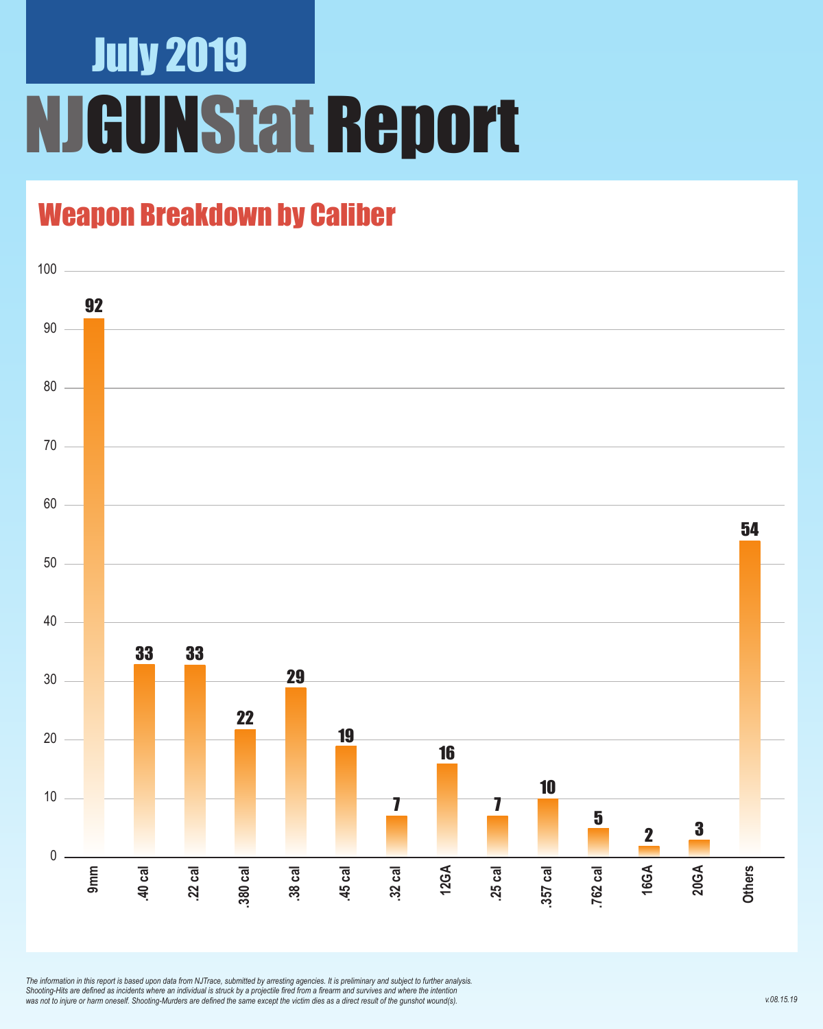# July 2019

# NJGUNStat Report

## Weapon Breakdown by Caliber

| Caliber | Count |
|---|---|
| 9mm | 92 |
| .40 cal | 33 |
| .22 cal | 33 |
| .380 cal | 22 |
| .38 cal | 29 |
| .45 cal | 19 |
| .32 cal | 7 |
| 12GA | 16 |
| .25 cal | 7 |
| .357 cal | 10 |
| .762 cal | 5 |
| 16GA | 2 |
| 20GA | 3 |
| Others | 54 |

*The information in this report is based upon data from NJTrace, submitted by arresting agencies. It is preliminary and subject to further analysis. Shooting-Hits are defined as incidents where an individual is struck by a projectile fired from a firearm and survives and where the intention was not to injure or harm oneself. Shooting-Murders are defined the same except the victim dies as a direct result of the gunshot wound(s).*

v.08.15.19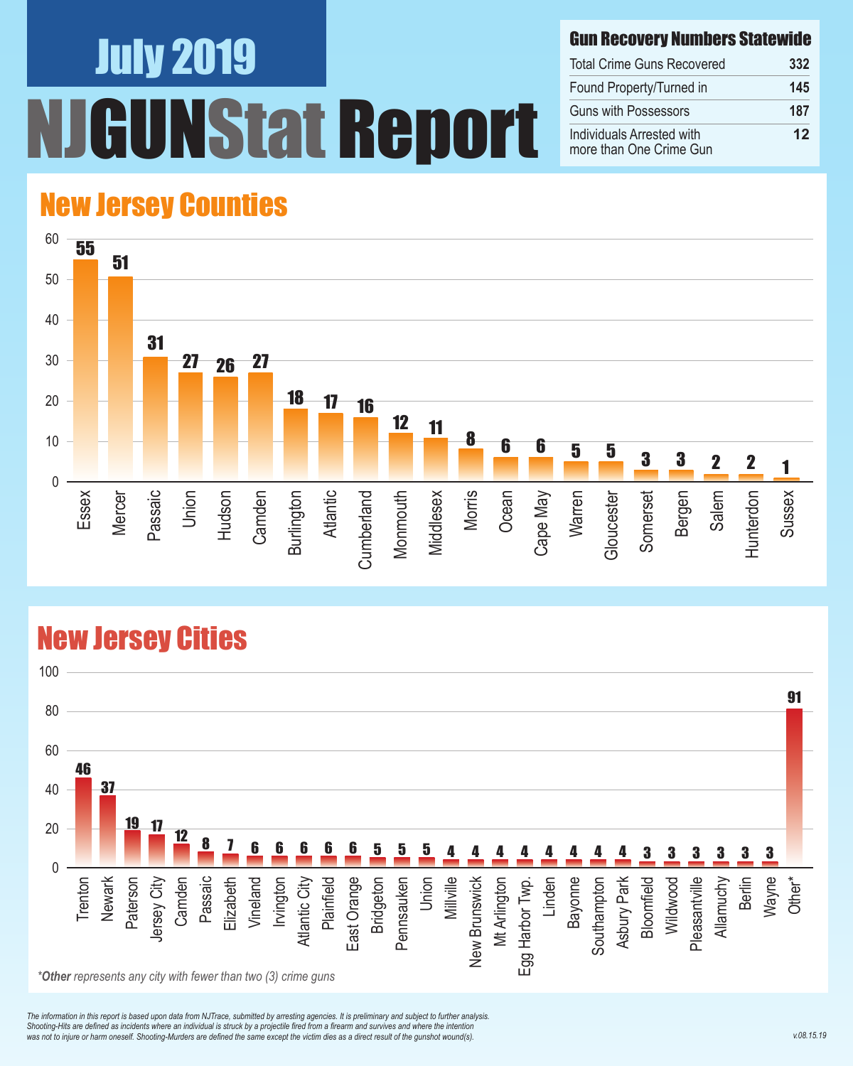# July 2019

# NJGUNStat Report

## Gun Recovery Numbers Statewide

| Gun Recovery Numbers Statewide | |
|---|---|
| Total Crime Guns Recovered | 332 |
| Found Property/Turned in | 145 |
| Guns with Possessors | 187 |
| Individuals Arrested with more than One Crime Gun | 12 |

## New Jersey Counties

| County | Crime Guns |
|---|---|
| Essex | 55 |
| Mercer | 51 |
| Passaic | 31 |
| Union | 27 |
| Hudson | 26 |
| Camden | 27 |
| Burlington | 18 |
| Atlantic | 17 |
| Cumberland | 16 |
| Monmouth | 12 |
| Middlesex | 11 |
| Morris | 8 |
| Ocean | 6 |
| Cape May | 6 |
| Warren | 5 |
| Gloucester | 5 |
| Somerset | 3 |
| Bergen | 3 |
| Salem | 2 |
| Hunterdon | 2 |
| Sussex | 1 |

## New Jersey Cities

| City | Crime Guns |
|---|---|
| Trenton | 46 |
| Newark | 37 |
| Paterson | 19 |
| Jersey City | 17 |
| Camden | 12 |
| Passaic | 8 |
| Elizabeth | 7 |
| Vineland | 6 |
| Irvington | 6 |
| Atlantic City | 6 |
| Plainfield | 6 |
| East Orange | 6 |
| Bridgeton | 5 |
| Pennsauken | 5 |
| Union | 5 |
| Millville | 4 |
| New Brunswick | 4 |
| Mt Arlington | 4 |
| Egg Harbor Twp. | 4 |
| Linden | 4 |
| Bayonne | 4 |
| Southampton | 4 |
| Asbury Park | 4 |
| Bloomfield | 3 |
| Wildwood | 3 |
| Pleasantville | 3 |
| Allamuchy | 3 |
| Berlin | 3 |
| Wayne | 3 |
| Other* | 91 |

*\*Other represents any city with fewer than two (3) crime guns*

*The information in this report is based upon data from NJTrace, submitted by arresting agencies. It is preliminary and subject to further analysis. Shooting-Hits are defined as incidents where an individual is struck by a projectile fired from a firearm and survives and where the intention was not to injure or harm oneself. Shooting-Murders are defined the same except the victim dies as a direct result of the gunshot wound(s).*

v.08.15.19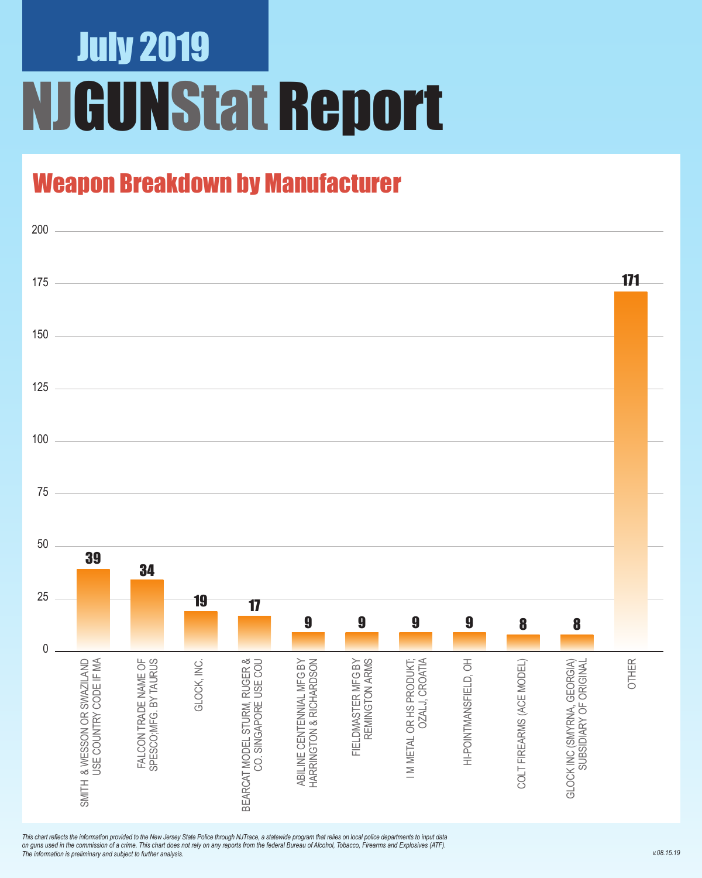# July 2019

# NJGUNStat Report

## Weapon Breakdown by Manufacturer

| Manufacturer | Count |
|---|---|
| SMITH & WESSON OR SWAZILAND USE COUNTRY CODE IF MA | 39 |
| FALCON TRADE NAME OF SPESCO;MFG. BY TAURUS | 34 |
| GLOCK, INC. | 19 |
| BEARCAT MODEL STURM, RUGER & CO. SINGAPORE USE COU | 17 |
| ABILINE CENTENNIAL MFG BY HARRINGTON & RICHARDSON | 9 |
| FIELDMASTER MFG BY REMINGTON ARMS | 9 |
| I M METAL OR HS PRODUKT; OZALJ, CROATIA | 9 |
| HI-POINTMANSFIELD, OH | 9 |
| COLT FIREARMS (ACE MODEL) | 8 |
| GLOCK INC (SMYRNA, GEORGIA) SUBSIDIARY OF ORIGINAL | 8 |
| OTHER | 171 |

*This chart reflects the information provided to the New Jersey State Police through NJTrace, a statewide program that relies on local police departments to input data on guns used in the commission of a crime. This chart does not rely on any reports from the federal Bureau of Alcohol, Tobacco, Firearms and Explosives (ATF). The information is preliminary and subject to further analysis.*

v.08.15.19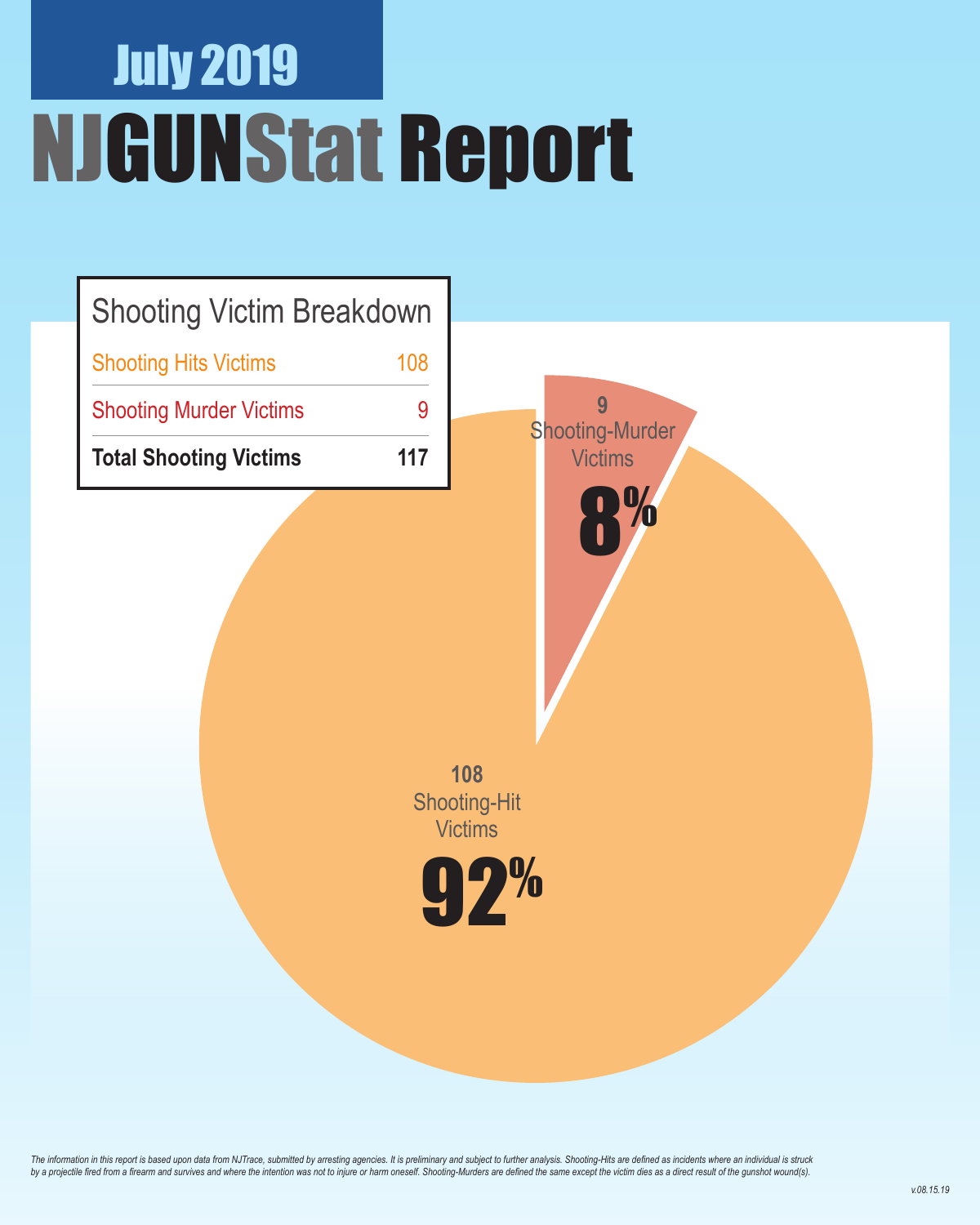## July 2019

# NJGUNStat Report

### Shooting Victim Breakdown

| | |
|---|---|
| Shooting Hits Victims | 108 |
| Shooting Murder Victims | 9 |
| **Total Shooting Victims** | **117** |

9
Shooting-Murder Victims
8%

108
Shooting-Hit Victims
92%

*The information in this report is based upon data from NJTrace, submitted by arresting agencies. It is preliminary and subject to further analysis. Shooting-Hits are defined as incidents where an individual is struck by a projectile fired from a firearm and survives and where the intention was not to injure or harm oneself. Shooting-Murders are defined the same except the victim dies as a direct result of the gunshot wound(s).*

*v.08.15.19*